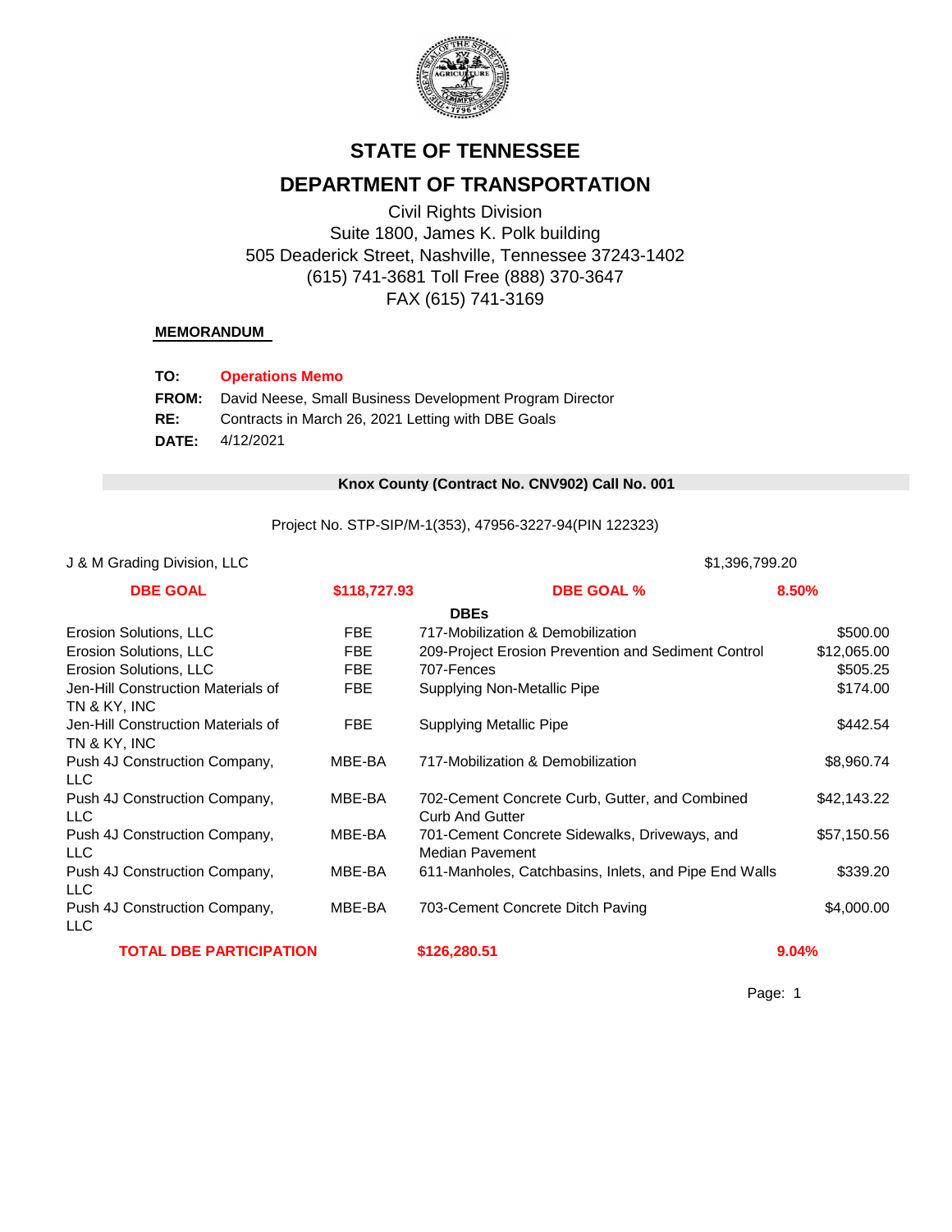# STATE OF TENNESSEE

## DEPARTMENT OF TRANSPORTATION

Civil Rights Division
Suite 1800, James K. Polk building
505 Deaderick Street, Nashville, Tennessee 37243-1402
(615) 741-3681 Toll Free (888) 370-3647
FAX (615) 741-3169

**MEMORANDUM**

**TO:** **Operations Memo**
**FROM:** David Neese, Small Business Development Program Director
**RE:** Contracts in March 26, 2021 Letting with DBE Goals
**DATE:** 4/12/2021

### Knox County (Contract No. CNV902) Call No. 001

Project No. STP-SIP/M-1(353), 47956-3227-94(PIN 122323)

J & M Grading Division, LLC — $1,396,799.20

| **DBE GOAL** | **$118,727.93** | **DBE GOAL %** | **8.50%** |
|---|---|---|---|
| | | **DBEs** | |
| Erosion Solutions, LLC | FBE | 717-Mobilization & Demobilization | $500.00 |
| Erosion Solutions, LLC | FBE | 209-Project Erosion Prevention and Sediment Control | $12,065.00 |
| Erosion Solutions, LLC | FBE | 707-Fences | $505.25 |
| Jen-Hill Construction Materials of TN & KY, INC | FBE | Supplying Non-Metallic Pipe | $174.00 |
| Jen-Hill Construction Materials of TN & KY, INC | FBE | Supplying Metallic Pipe | $442.54 |
| Push 4J Construction Company, LLC | MBE-BA | 717-Mobilization & Demobilization | $8,960.74 |
| Push 4J Construction Company, LLC | MBE-BA | 702-Cement Concrete Curb, Gutter, and Combined Curb And Gutter | $42,143.22 |
| Push 4J Construction Company, LLC | MBE-BA | 701-Cement Concrete Sidewalks, Driveways, and Median Pavement | $57,150.56 |
| Push 4J Construction Company, LLC | MBE-BA | 611-Manholes, Catchbasins, Inlets, and Pipe End Walls | $339.20 |
| Push 4J Construction Company, LLC | MBE-BA | 703-Cement Concrete Ditch Paving | $4,000.00 |
| **TOTAL DBE PARTICIPATION** | | **$126,280.51** | **9.04%** |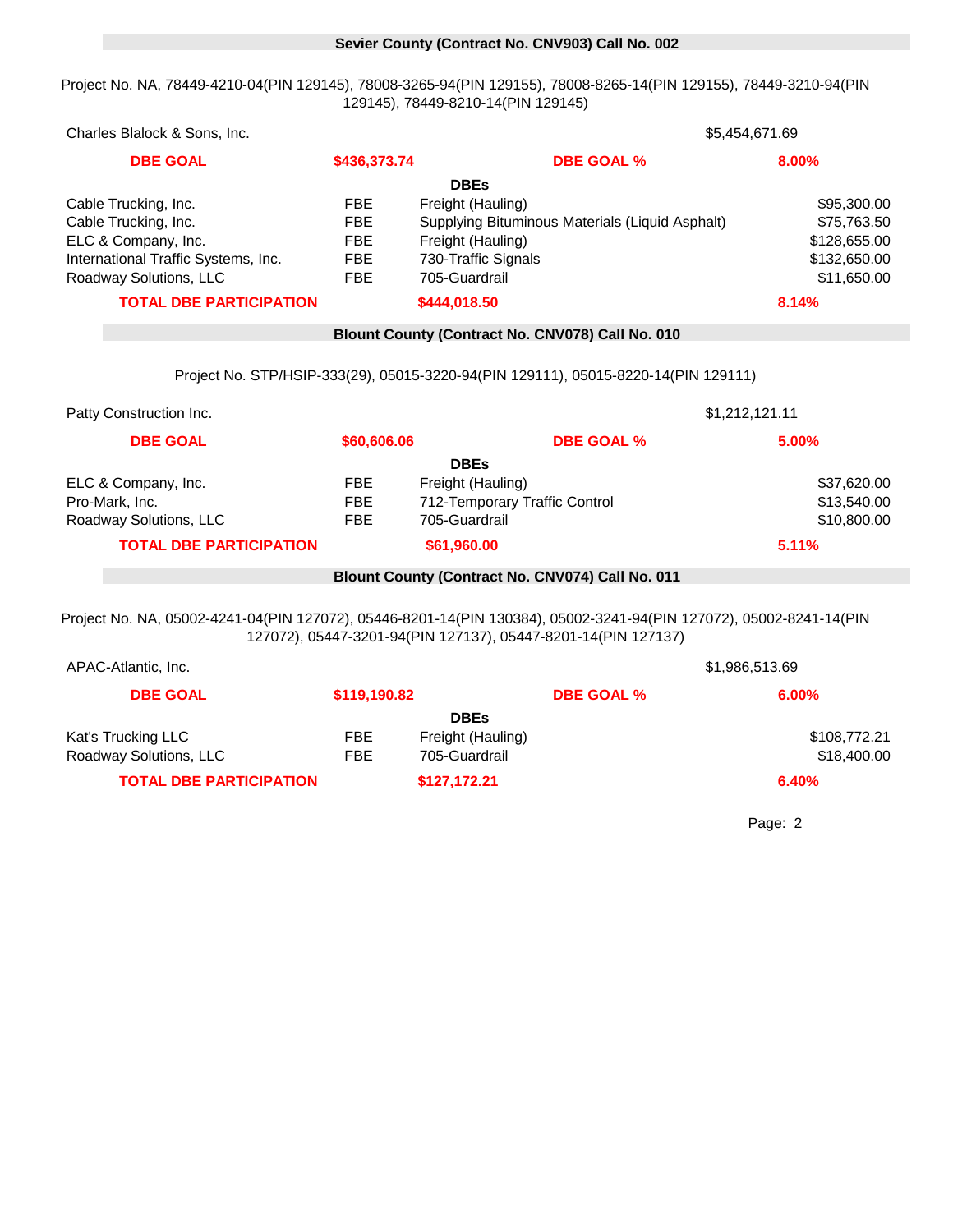## Sevier County (Contract No. CNV903) Call No. 002

Project No. NA, 78449-4210-04(PIN 129145), 78008-3265-94(PIN 129155), 78008-8265-14(PIN 129155), 78449-3210-94(PIN 129145), 78449-8210-14(PIN 129145)

| Charles Blalock & Sons, Inc. | | | $5,454,671.69 |
|---|---|---|---|
| **DBE GOAL** | **$436,373.74** | **DBE GOAL %** | **8.00%** |
| | | **DBEs** | |
| Cable Trucking, Inc. | FBE | Freight (Hauling) | $95,300.00 |
| Cable Trucking, Inc. | FBE | Supplying Bituminous Materials (Liquid Asphalt) | $75,763.50 |
| ELC & Company, Inc. | FBE | Freight (Hauling) | $128,655.00 |
| International Traffic Systems, Inc. | FBE | 730-Traffic Signals | $132,650.00 |
| Roadway Solutions, LLC | FBE | 705-Guardrail | $11,650.00 |
| **TOTAL DBE PARTICIPATION** | | **$444,018.50** | **8.14%** |

## Blount County (Contract No. CNV078) Call No. 010

Project No. STP/HSIP-333(29), 05015-3220-94(PIN 129111), 05015-8220-14(PIN 129111)

| Patty Construction Inc. | | | $1,212,121.11 |
|---|---|---|---|
| **DBE GOAL** | **$60,606.06** | **DBE GOAL %** | **5.00%** |
| | | **DBEs** | |
| ELC & Company, Inc. | FBE | Freight (Hauling) | $37,620.00 |
| Pro-Mark, Inc. | FBE | 712-Temporary Traffic Control | $13,540.00 |
| Roadway Solutions, LLC | FBE | 705-Guardrail | $10,800.00 |
| **TOTAL DBE PARTICIPATION** | | **$61,960.00** | **5.11%** |

## Blount County (Contract No. CNV074) Call No. 011

Project No. NA, 05002-4241-04(PIN 127072), 05446-8201-14(PIN 130384), 05002-3241-94(PIN 127072), 05002-8241-14(PIN 127072), 05447-3201-94(PIN 127137), 05447-8201-14(PIN 127137)

| APAC-Atlantic, Inc. | | | $1,986,513.69 |
|---|---|---|---|
| **DBE GOAL** | **$119,190.82** | **DBE GOAL %** | **6.00%** |
| | | **DBEs** | |
| Kat's Trucking LLC | FBE | Freight (Hauling) | $108,772.21 |
| Roadway Solutions, LLC | FBE | 705-Guardrail | $18,400.00 |
| **TOTAL DBE PARTICIPATION** | | **$127,172.21** | **6.40%** |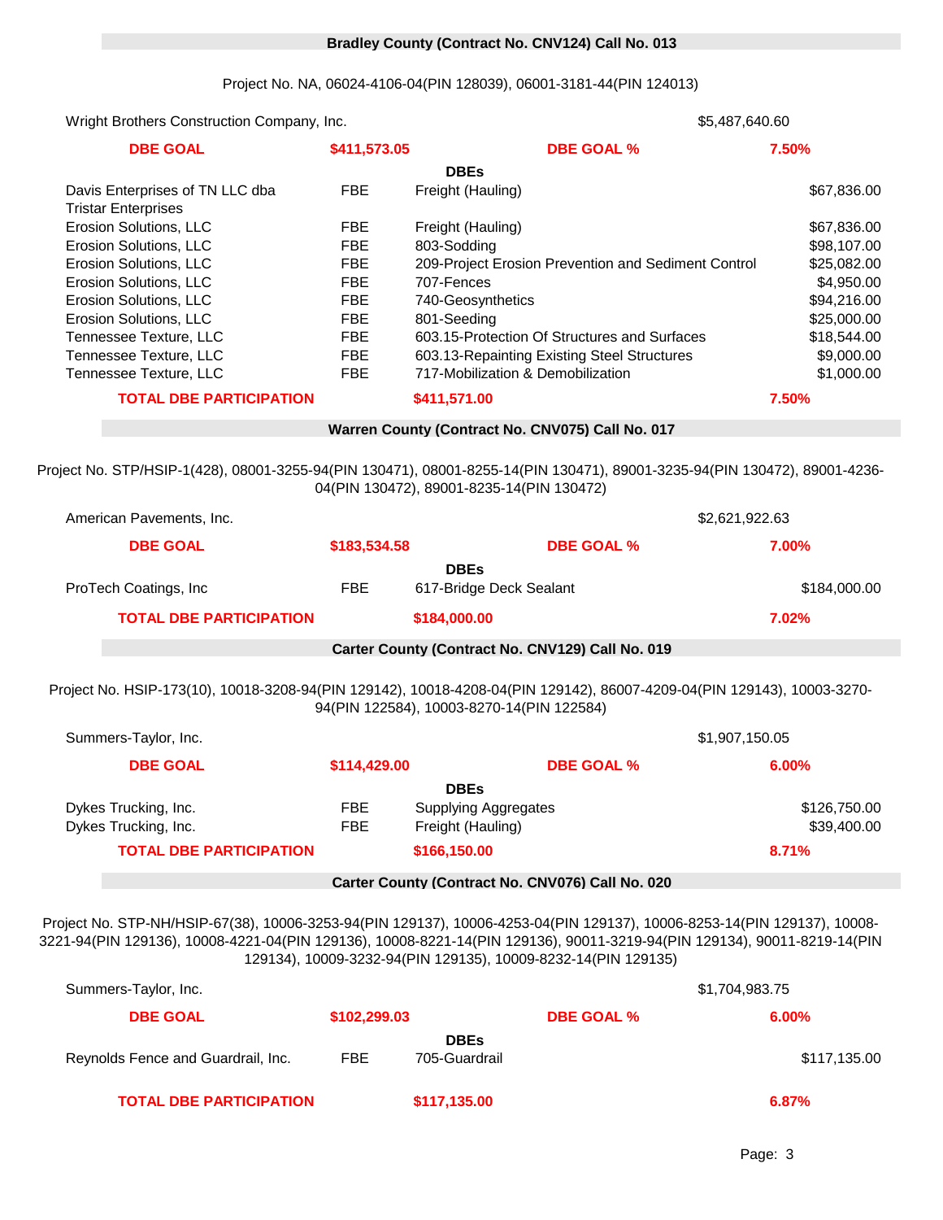## Bradley County (Contract No. CNV124) Call No. 013

Project No. NA, 06024-4106-04(PIN 128039), 06001-3181-44(PIN 124013)

| Wright Brothers Construction Company, Inc. | | | $5,487,640.60 |
|---|---|---|---|
| **DBE GOAL** | **$411,573.05** | **DBE GOAL %** | **7.50%** |
| | | **DBEs** | |
| Davis Enterprises of TN LLC dba Tristar Enterprises | FBE | Freight (Hauling) | $67,836.00 |
| Erosion Solutions, LLC | FBE | Freight (Hauling) | $67,836.00 |
| Erosion Solutions, LLC | FBE | 803-Sodding | $98,107.00 |
| Erosion Solutions, LLC | FBE | 209-Project Erosion Prevention and Sediment Control | $25,082.00 |
| Erosion Solutions, LLC | FBE | 707-Fences | $4,950.00 |
| Erosion Solutions, LLC | FBE | 740-Geosynthetics | $94,216.00 |
| Erosion Solutions, LLC | FBE | 801-Seeding | $25,000.00 |
| Tennessee Texture, LLC | FBE | 603.15-Protection Of Structures and Surfaces | $18,544.00 |
| Tennessee Texture, LLC | FBE | 603.13-Repainting Existing Steel Structures | $9,000.00 |
| Tennessee Texture, LLC | FBE | 717-Mobilization & Demobilization | $1,000.00 |
| **TOTAL DBE PARTICIPATION** | | **$411,571.00** | **7.50%** |

## Warren County (Contract No. CNV075) Call No. 017

Project No. STP/HSIP-1(428), 08001-3255-94(PIN 130471), 08001-8255-14(PIN 130471), 89001-3235-94(PIN 130472), 89001-4236-04(PIN 130472), 89001-8235-14(PIN 130472)

| American Pavements, Inc. | | | $2,621,922.63 |
|---|---|---|---|
| **DBE GOAL** | **$183,534.58** | **DBE GOAL %** | **7.00%** |
| | | **DBEs** | |
| ProTech Coatings, Inc | FBE | 617-Bridge Deck Sealant | $184,000.00 |
| **TOTAL DBE PARTICIPATION** | | **$184,000.00** | **7.02%** |

## Carter County (Contract No. CNV129) Call No. 019

Project No. HSIP-173(10), 10018-3208-94(PIN 129142), 10018-4208-04(PIN 129142), 86007-4209-04(PIN 129143), 10003-3270-94(PIN 122584), 10003-8270-14(PIN 122584)

| Summers-Taylor, Inc. | | | $1,907,150.05 |
|---|---|---|---|
| **DBE GOAL** | **$114,429.00** | **DBE GOAL %** | **6.00%** |
| | | **DBEs** | |
| Dykes Trucking, Inc. | FBE | Supplying Aggregates | $126,750.00 |
| Dykes Trucking, Inc. | FBE | Freight (Hauling) | $39,400.00 |
| **TOTAL DBE PARTICIPATION** | | **$166,150.00** | **8.71%** |

## Carter County (Contract No. CNV076) Call No. 020

Project No. STP-NH/HSIP-67(38), 10006-3253-94(PIN 129137), 10006-4253-04(PIN 129137), 10006-8253-14(PIN 129137), 10008-3221-94(PIN 129136), 10008-4221-04(PIN 129136), 10008-8221-14(PIN 129136), 90011-3219-94(PIN 129134), 90011-8219-14(PIN 129134), 10009-3232-94(PIN 129135), 10009-8232-14(PIN 129135)

| Summers-Taylor, Inc. | | | $1,704,983.75 |
|---|---|---|---|
| **DBE GOAL** | **$102,299.03** | **DBE GOAL %** | **6.00%** |
| | | **DBEs** | |
| Reynolds Fence and Guardrail, Inc. | FBE | 705-Guardrail | $117,135.00 |
| **TOTAL DBE PARTICIPATION** | | **$117,135.00** | **6.87%** |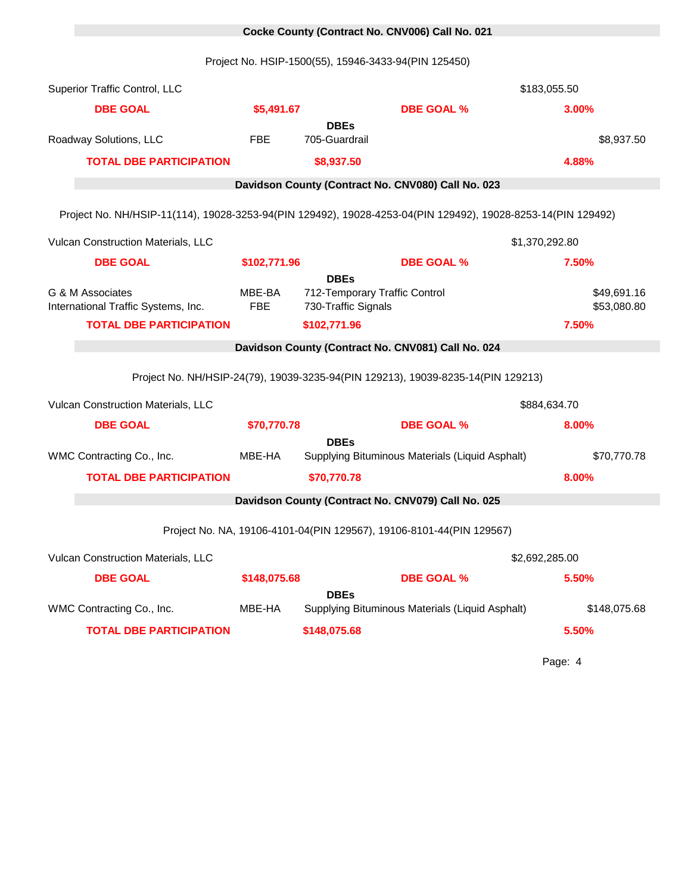## Cocke County (Contract No. CNV006) Call No. 021

Project No. HSIP-1500(55), 15946-3433-94(PIN 125450)

| | | | | |
|---|---|---|---|---|
| Superior Traffic Control, LLC | | | | $183,055.50 |
| **DBE GOAL** | **$5,491.67** | | **DBE GOAL %** | **3.00%** |
| | | **DBEs** | | |
| Roadway Solutions, LLC | FBE | 705-Guardrail | | $8,937.50 |
| **TOTAL DBE PARTICIPATION** | | **$8,937.50** | | **4.88%** |

## Davidson County (Contract No. CNV080) Call No. 023

Project No. NH/HSIP-11(114), 19028-3253-94(PIN 129492), 19028-4253-04(PIN 129492), 19028-8253-14(PIN 129492)

| | | | | |
|---|---|---|---|---|
| Vulcan Construction Materials, LLC | | | | $1,370,292.80 |
| **DBE GOAL** | **$102,771.96** | | **DBE GOAL %** | **7.50%** |
| | | **DBEs** | | |
| G & M Associates | MBE-BA | 712-Temporary Traffic Control | | $49,691.16 |
| International Traffic Systems, Inc. | FBE | 730-Traffic Signals | | $53,080.80 |
| **TOTAL DBE PARTICIPATION** | | **$102,771.96** | | **7.50%** |

## Davidson County (Contract No. CNV081) Call No. 024

Project No. NH/HSIP-24(79), 19039-3235-94(PIN 129213), 19039-8235-14(PIN 129213)

| | | | | |
|---|---|---|---|---|
| Vulcan Construction Materials, LLC | | | | $884,634.70 |
| **DBE GOAL** | **$70,770.78** | | **DBE GOAL %** | **8.00%** |
| | | **DBEs** | | |
| WMC Contracting Co., Inc. | MBE-HA | Supplying Bituminous Materials (Liquid Asphalt) | | $70,770.78 |
| **TOTAL DBE PARTICIPATION** | | **$70,770.78** | | **8.00%** |

## Davidson County (Contract No. CNV079) Call No. 025

Project No. NA, 19106-4101-04(PIN 129567), 19106-8101-44(PIN 129567)

| | | | | |
|---|---|---|---|---|
| Vulcan Construction Materials, LLC | | | | $2,692,285.00 |
| **DBE GOAL** | **$148,075.68** | | **DBE GOAL %** | **5.50%** |
| | | **DBEs** | | |
| WMC Contracting Co., Inc. | MBE-HA | Supplying Bituminous Materials (Liquid Asphalt) | | $148,075.68 |
| **TOTAL DBE PARTICIPATION** | | **$148,075.68** | | **5.50%** |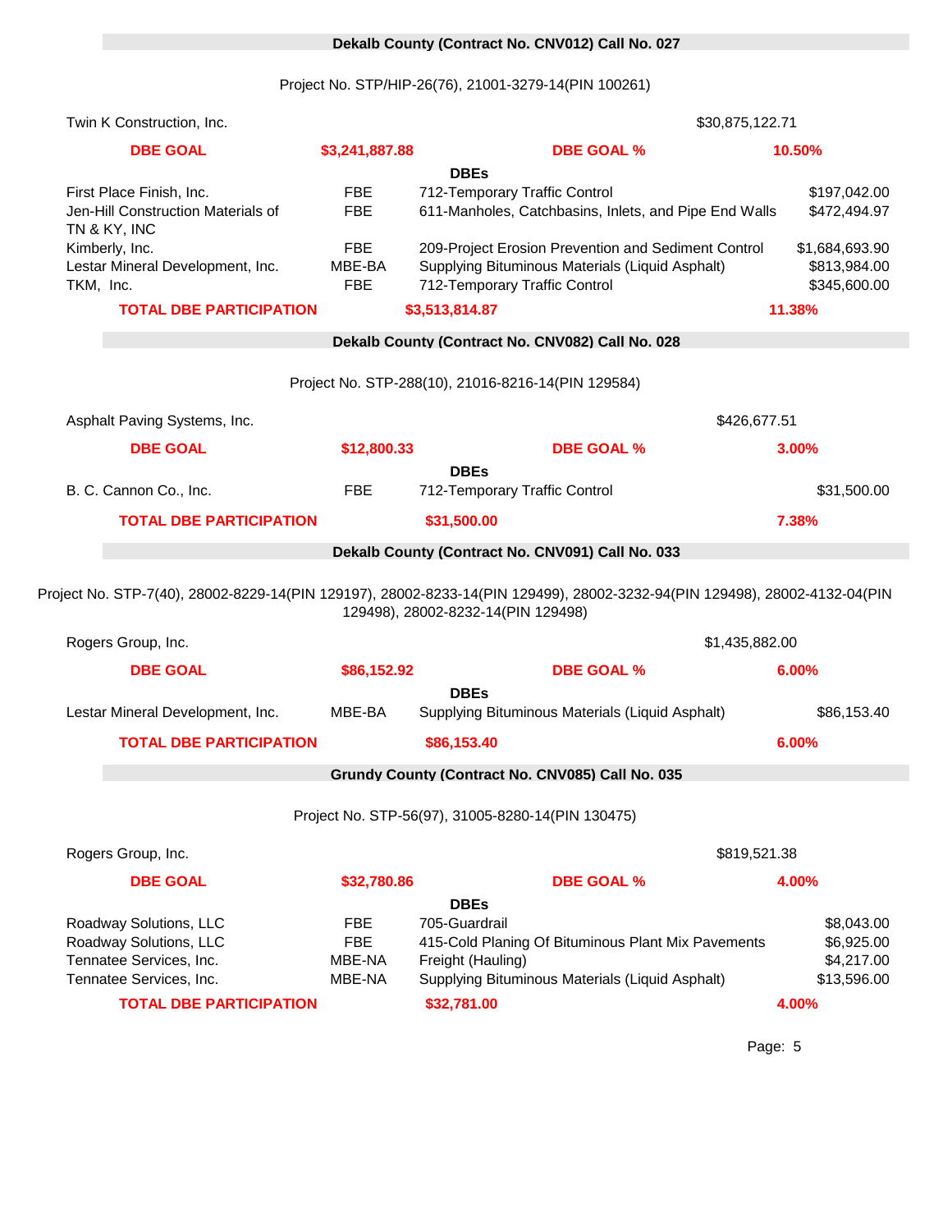## Dekalb County (Contract No. CNV012) Call No. 027

Project No. STP/HIP-26(76), 21001-3279-14(PIN 100261)

| Twin K Construction, Inc. | | | $30,875,122.71 |
|---|---|---|---|
| **DBE GOAL** | **$3,241,887.88** | **DBE GOAL %** | **10.50%** |
| | | **DBEs** | |
| First Place Finish, Inc. | FBE | 712-Temporary Traffic Control | $197,042.00 |
| Jen-Hill Construction Materials of TN & KY, INC | FBE | 611-Manholes, Catchbasins, Inlets, and Pipe End Walls | $472,494.97 |
| Kimberly, Inc. | FBE | 209-Project Erosion Prevention and Sediment Control | $1,684,693.90 |
| Lestar Mineral Development, Inc. | MBE-BA | Supplying Bituminous Materials (Liquid Asphalt) | $813,984.00 |
| TKM, Inc. | FBE | 712-Temporary Traffic Control | $345,600.00 |
| **TOTAL DBE PARTICIPATION** | **$3,513,814.87** | | **11.38%** |

## Dekalb County (Contract No. CNV082) Call No. 028

Project No. STP-288(10), 21016-8216-14(PIN 129584)

| Asphalt Paving Systems, Inc. | | | $426,677.51 |
|---|---|---|---|
| **DBE GOAL** | **$12,800.33** | **DBE GOAL %** | **3.00%** |
| | | **DBEs** | |
| B. C. Cannon Co., Inc. | FBE | 712-Temporary Traffic Control | $31,500.00 |
| **TOTAL DBE PARTICIPATION** | **$31,500.00** | | **7.38%** |

## Dekalb County (Contract No. CNV091) Call No. 033

Project No. STP-7(40), 28002-8229-14(PIN 129197), 28002-8233-14(PIN 129499), 28002-3232-94(PIN 129498), 28002-4132-04(PIN 129498), 28002-8232-14(PIN 129498)

| Rogers Group, Inc. | | | $1,435,882.00 |
|---|---|---|---|
| **DBE GOAL** | **$86,152.92** | **DBE GOAL %** | **6.00%** |
| | | **DBEs** | |
| Lestar Mineral Development, Inc. | MBE-BA | Supplying Bituminous Materials (Liquid Asphalt) | $86,153.40 |
| **TOTAL DBE PARTICIPATION** | **$86,153.40** | | **6.00%** |

## Grundy County (Contract No. CNV085) Call No. 035

Project No. STP-56(97), 31005-8280-14(PIN 130475)

| Rogers Group, Inc. | | | $819,521.38 |
|---|---|---|---|
| **DBE GOAL** | **$32,780.86** | **DBE GOAL %** | **4.00%** |
| | | **DBEs** | |
| Roadway Solutions, LLC | FBE | 705-Guardrail | $8,043.00 |
| Roadway Solutions, LLC | FBE | 415-Cold Planing Of Bituminous Plant Mix Pavements | $6,925.00 |
| Tennatee Services, Inc. | MBE-NA | Freight (Hauling) | $4,217.00 |
| Tennatee Services, Inc. | MBE-NA | Supplying Bituminous Materials (Liquid Asphalt) | $13,596.00 |
| **TOTAL DBE PARTICIPATION** | **$32,781.00** | | **4.00%** |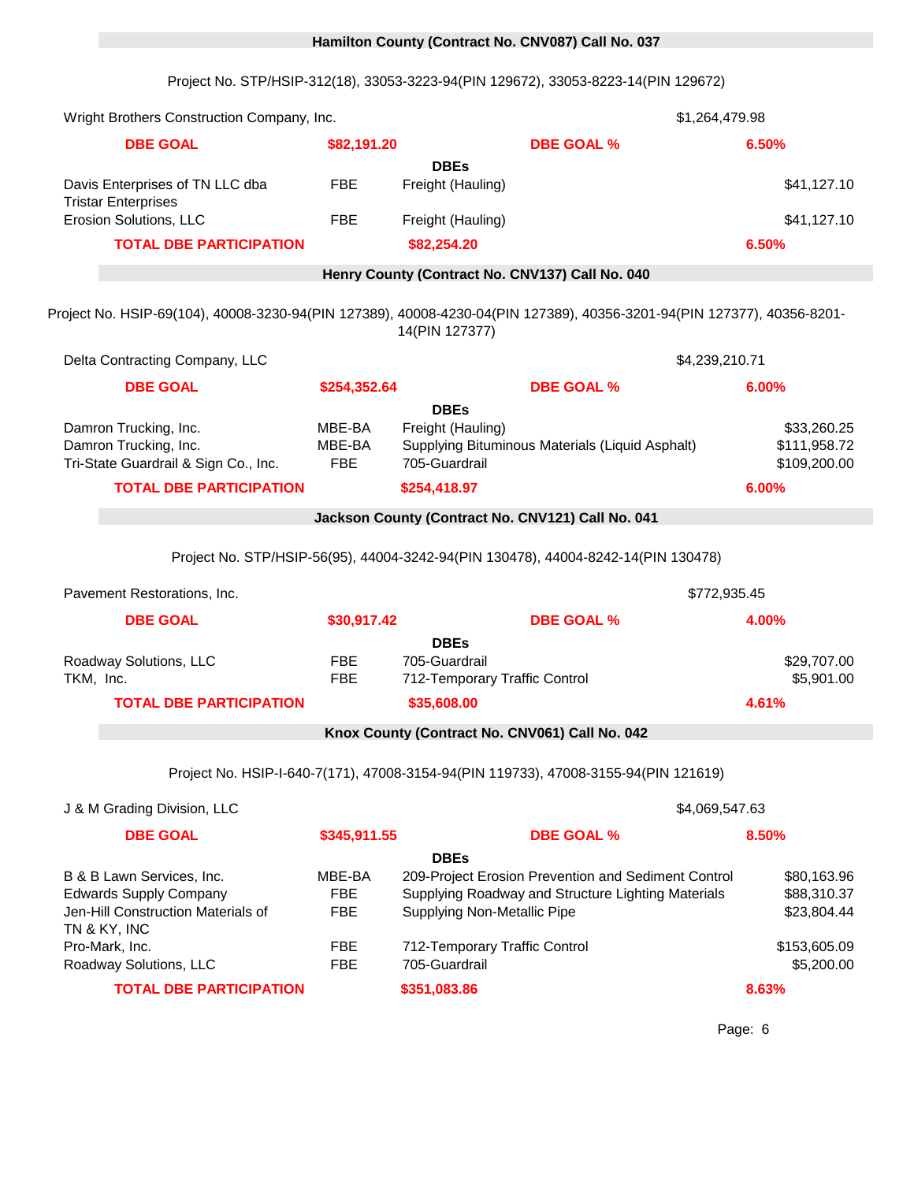## Hamilton County (Contract No. CNV087) Call No. 037

Project No. STP/HSIP-312(18), 33053-3223-94(PIN 129672), 33053-8223-14(PIN 129672)

Wright Brothers Construction Company, Inc. — $1,264,479.98

| DBE GOAL | $82,191.20 | DBE GOAL % | 6.50% |
|---|---|---|---|

**DBEs**

| Company | Type | Work | Amount |
|---|---|---|---|
| Davis Enterprises of TN LLC dba Tristar Enterprises | FBE | Freight (Hauling) | $41,127.10 |
| Erosion Solutions, LLC | FBE | Freight (Hauling) | $41,127.10 |
| **TOTAL DBE PARTICIPATION** | | **$82,254.20** | **6.50%** |

## Henry County (Contract No. CNV137) Call No. 040

Project No. HSIP-69(104), 40008-3230-94(PIN 127389), 40008-4230-04(PIN 127389), 40356-3201-94(PIN 127377), 40356-8201-14(PIN 127377)

Delta Contracting Company, LLC — $4,239,210.71

| DBE GOAL | $254,352.64 | DBE GOAL % | 6.00% |
|---|---|---|---|

**DBEs**

| Company | Type | Work | Amount |
|---|---|---|---|
| Damron Trucking, Inc. | MBE-BA | Freight (Hauling) | $33,260.25 |
| Damron Trucking, Inc. | MBE-BA | Supplying Bituminous Materials (Liquid Asphalt) | $111,958.72 |
| Tri-State Guardrail & Sign Co., Inc. | FBE | 705-Guardrail | $109,200.00 |
| **TOTAL DBE PARTICIPATION** | | **$254,418.97** | **6.00%** |

## Jackson County (Contract No. CNV121) Call No. 041

Project No. STP/HSIP-56(95), 44004-3242-94(PIN 130478), 44004-8242-14(PIN 130478)

Pavement Restorations, Inc. — $772,935.45

| DBE GOAL | $30,917.42 | DBE GOAL % | 4.00% |
|---|---|---|---|

**DBEs**

| Company | Type | Work | Amount |
|---|---|---|---|
| Roadway Solutions, LLC | FBE | 705-Guardrail | $29,707.00 |
| TKM, Inc. | FBE | 712-Temporary Traffic Control | $5,901.00 |
| **TOTAL DBE PARTICIPATION** | | **$35,608.00** | **4.61%** |

## Knox County (Contract No. CNV061) Call No. 042

Project No. HSIP-I-640-7(171), 47008-3154-94(PIN 119733), 47008-3155-94(PIN 121619)

J & M Grading Division, LLC — $4,069,547.63

| DBE GOAL | $345,911.55 | DBE GOAL % | 8.50% |
|---|---|---|---|

**DBEs**

| Company | Type | Work | Amount |
|---|---|---|---|
| B & B Lawn Services, Inc. | MBE-BA | 209-Project Erosion Prevention and Sediment Control | $80,163.96 |
| Edwards Supply Company | FBE | Supplying Roadway and Structure Lighting Materials | $88,310.37 |
| Jen-Hill Construction Materials of TN & KY, INC | FBE | Supplying Non-Metallic Pipe | $23,804.44 |
| Pro-Mark, Inc. | FBE | 712-Temporary Traffic Control | $153,605.09 |
| Roadway Solutions, LLC | FBE | 705-Guardrail | $5,200.00 |
| **TOTAL DBE PARTICIPATION** | | **$351,083.86** | **8.63%** |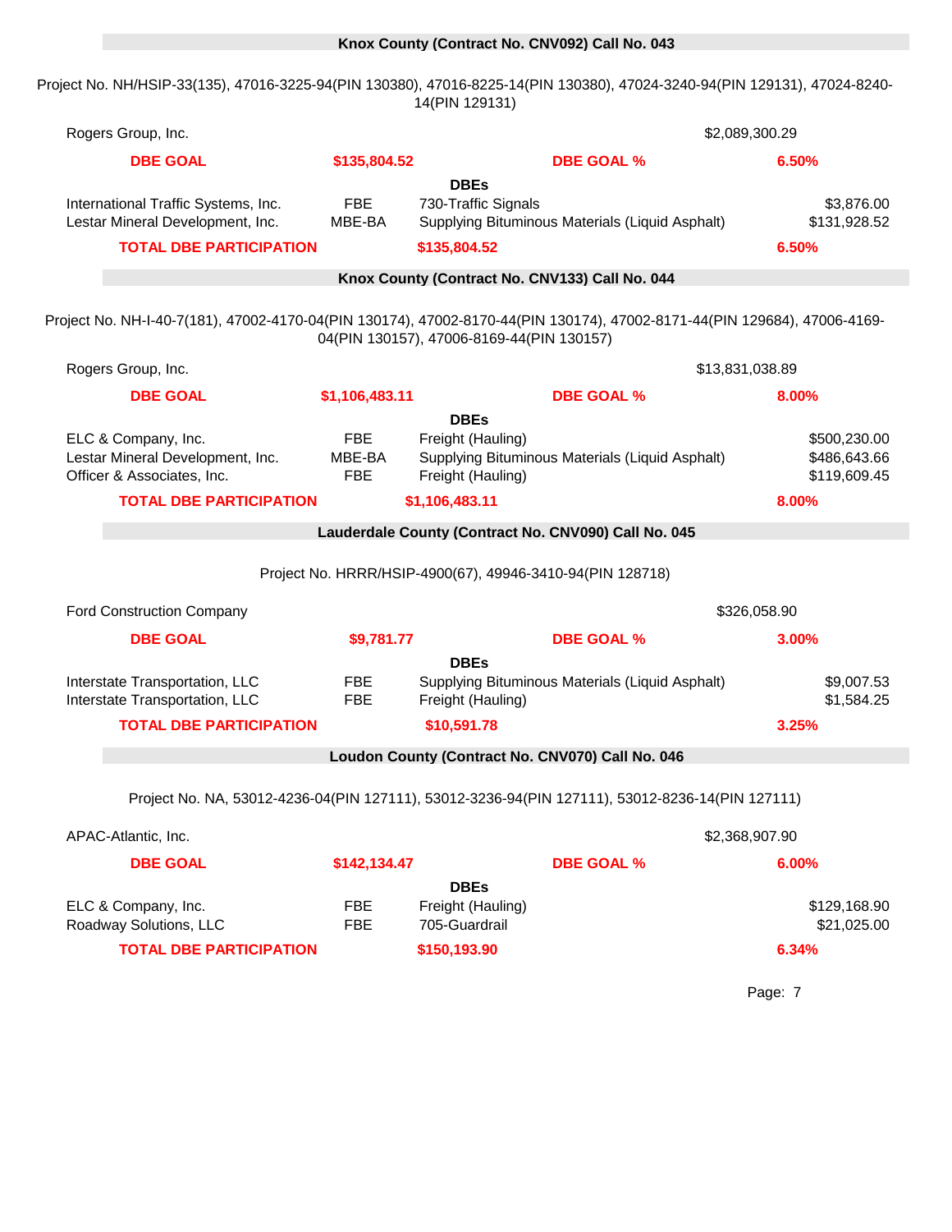## Knox County (Contract No. CNV092) Call No. 043

Project No. NH/HSIP-33(135), 47016-3225-94(PIN 130380), 47016-8225-14(PIN 130380), 47024-3240-94(PIN 129131), 47024-8240-14(PIN 129131)

| Rogers Group, Inc. | | | $2,089,300.29 |
|---|---|---|---|
| **DBE GOAL** | **$135,804.52** | **DBE GOAL %** | **6.50%** |

**DBEs**

| DBE | Type | Work | Amount |
|---|---|---|---|
| International Traffic Systems, Inc. | FBE | 730-Traffic Signals | $3,876.00 |
| Lestar Mineral Development, Inc. | MBE-BA | Supplying Bituminous Materials (Liquid Asphalt) | $131,928.52 |
| **TOTAL DBE PARTICIPATION** | | **$135,804.52** | **6.50%** |

## Knox County (Contract No. CNV133) Call No. 044

Project No. NH-I-40-7(181), 47002-4170-04(PIN 130174), 47002-8170-44(PIN 130174), 47002-8171-44(PIN 129684), 47006-4169-04(PIN 130157), 47006-8169-44(PIN 130157)

| Rogers Group, Inc. | | | $13,831,038.89 |
|---|---|---|---|
| **DBE GOAL** | **$1,106,483.11** | **DBE GOAL %** | **8.00%** |

**DBEs**

| DBE | Type | Work | Amount |
|---|---|---|---|
| ELC & Company, Inc. | FBE | Freight (Hauling) | $500,230.00 |
| Lestar Mineral Development, Inc. | MBE-BA | Supplying Bituminous Materials (Liquid Asphalt) | $486,643.66 |
| Officer & Associates, Inc. | FBE | Freight (Hauling) | $119,609.45 |
| **TOTAL DBE PARTICIPATION** | | **$1,106,483.11** | **8.00%** |

## Lauderdale County (Contract No. CNV090) Call No. 045

Project No. HRRR/HSIP-4900(67), 49946-3410-94(PIN 128718)

| Ford Construction Company | | | $326,058.90 |
|---|---|---|---|
| **DBE GOAL** | **$9,781.77** | **DBE GOAL %** | **3.00%** |

**DBEs**

| DBE | Type | Work | Amount |
|---|---|---|---|
| Interstate Transportation, LLC | FBE | Supplying Bituminous Materials (Liquid Asphalt) | $9,007.53 |
| Interstate Transportation, LLC | FBE | Freight (Hauling) | $1,584.25 |
| **TOTAL DBE PARTICIPATION** | | **$10,591.78** | **3.25%** |

## Loudon County (Contract No. CNV070) Call No. 046

Project No. NA, 53012-4236-04(PIN 127111), 53012-3236-94(PIN 127111), 53012-8236-14(PIN 127111)

| APAC-Atlantic, Inc. | | | $2,368,907.90 |
|---|---|---|---|
| **DBE GOAL** | **$142,134.47** | **DBE GOAL %** | **6.00%** |

**DBEs**

| DBE | Type | Work | Amount |
|---|---|---|---|
| ELC & Company, Inc. | FBE | Freight (Hauling) | $129,168.90 |
| Roadway Solutions, LLC | FBE | 705-Guardrail | $21,025.00 |
| **TOTAL DBE PARTICIPATION** | | **$150,193.90** | **6.34%** |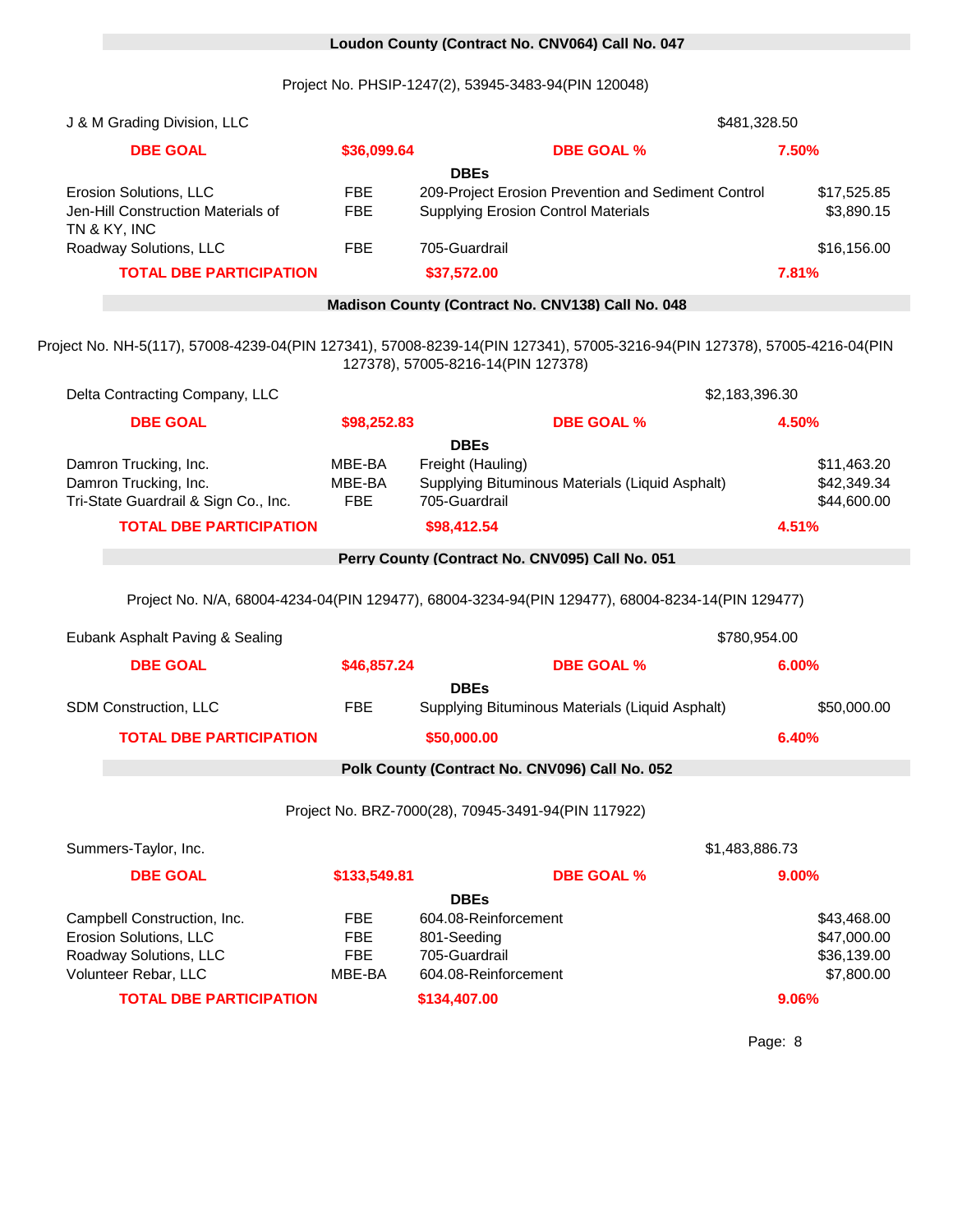## Loudon County (Contract No. CNV064) Call No. 047

Project No. PHSIP-1247(2), 53945-3483-94(PIN 120048)

| J & M Grading Division, LLC | | | $481,328.50 |
|---|---|---|---|
| **DBE GOAL** | **$36,099.64** | **DBE GOAL %** | **7.50%** |
| | | **DBEs** | |
| Erosion Solutions, LLC | FBE | 209-Project Erosion Prevention and Sediment Control | $17,525.85 |
| Jen-Hill Construction Materials of TN & KY, INC | FBE | Supplying Erosion Control Materials | $3,890.15 |
| Roadway Solutions, LLC | FBE | 705-Guardrail | $16,156.00 |
| **TOTAL DBE PARTICIPATION** | **$37,572.00** | | **7.81%** |

## Madison County (Contract No. CNV138) Call No. 048

Project No. NH-5(117), 57008-4239-04(PIN 127341), 57008-8239-14(PIN 127341), 57005-3216-94(PIN 127378), 57005-4216-04(PIN 127378), 57005-8216-14(PIN 127378)

| Delta Contracting Company, LLC | | | $2,183,396.30 |
|---|---|---|---|
| **DBE GOAL** | **$98,252.83** | **DBE GOAL %** | **4.50%** |
| | | **DBEs** | |
| Damron Trucking, Inc. | MBE-BA | Freight (Hauling) | $11,463.20 |
| Damron Trucking, Inc. | MBE-BA | Supplying Bituminous Materials (Liquid Asphalt) | $42,349.34 |
| Tri-State Guardrail & Sign Co., Inc. | FBE | 705-Guardrail | $44,600.00 |
| **TOTAL DBE PARTICIPATION** | **$98,412.54** | | **4.51%** |

## Perry County (Contract No. CNV095) Call No. 051

Project No. N/A, 68004-4234-04(PIN 129477), 68004-3234-94(PIN 129477), 68004-8234-14(PIN 129477)

| Eubank Asphalt Paving & Sealing | | | $780,954.00 |
|---|---|---|---|
| **DBE GOAL** | **$46,857.24** | **DBE GOAL %** | **6.00%** |
| | | **DBEs** | |
| SDM Construction, LLC | FBE | Supplying Bituminous Materials (Liquid Asphalt) | $50,000.00 |
| **TOTAL DBE PARTICIPATION** | **$50,000.00** | | **6.40%** |

## Polk County (Contract No. CNV096) Call No. 052

Project No. BRZ-7000(28), 70945-3491-94(PIN 117922)

| Summers-Taylor, Inc. | | | $1,483,886.73 |
|---|---|---|---|
| **DBE GOAL** | **$133,549.81** | **DBE GOAL %** | **9.00%** |
| | | **DBEs** | |
| Campbell Construction, Inc. | FBE | 604.08-Reinforcement | $43,468.00 |
| Erosion Solutions, LLC | FBE | 801-Seeding | $47,000.00 |
| Roadway Solutions, LLC | FBE | 705-Guardrail | $36,139.00 |
| Volunteer Rebar, LLC | MBE-BA | 604.08-Reinforcement | $7,800.00 |
| **TOTAL DBE PARTICIPATION** | **$134,407.00** | | **9.06%** |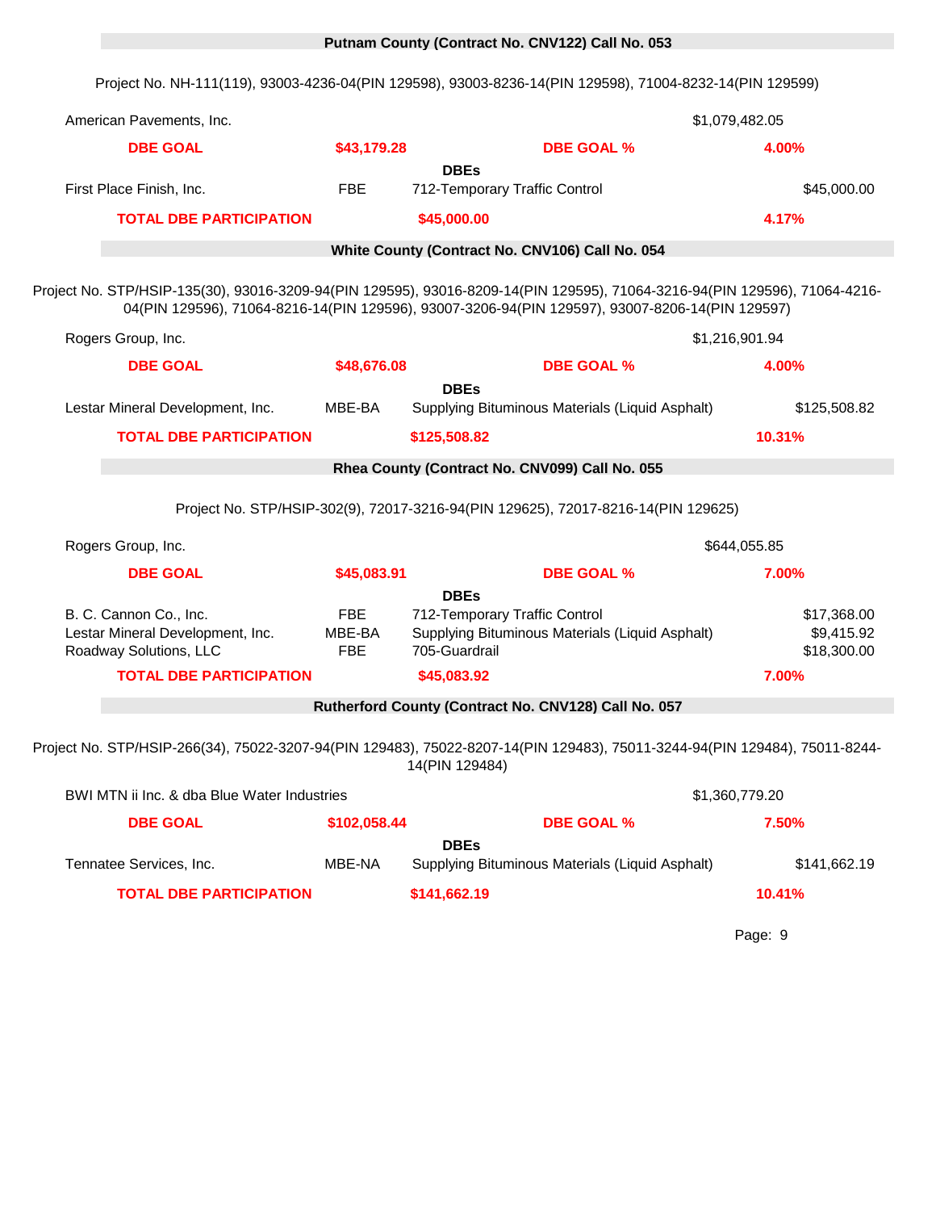## Putnam County (Contract No. CNV122) Call No. 053

Project No. NH-111(119), 93003-4236-04(PIN 129598), 93003-8236-14(PIN 129598), 71004-8232-14(PIN 129599)

| | | | |
|---|---|---|---|
| American Pavements, Inc. | | | $1,079,482.05 |
| **DBE GOAL** | **$43,179.28** | **DBE GOAL %** | **4.00%** |
| | | **DBEs** | |
| First Place Finish, Inc. | FBE | 712-Temporary Traffic Control | $45,000.00 |
| **TOTAL DBE PARTICIPATION** | | **$45,000.00** | **4.17%** |

## White County (Contract No. CNV106) Call No. 054

Project No. STP/HSIP-135(30), 93016-3209-94(PIN 129595), 93016-8209-14(PIN 129595), 71064-3216-94(PIN 129596), 71064-4216-04(PIN 129596), 71064-8216-14(PIN 129596), 93007-3206-94(PIN 129597), 93007-8206-14(PIN 129597)

| | | | |
|---|---|---|---|
| Rogers Group, Inc. | | | $1,216,901.94 |
| **DBE GOAL** | **$48,676.08** | **DBE GOAL %** | **4.00%** |
| | | **DBEs** | |
| Lestar Mineral Development, Inc. | MBE-BA | Supplying Bituminous Materials (Liquid Asphalt) | $125,508.82 |
| **TOTAL DBE PARTICIPATION** | | **$125,508.82** | **10.31%** |

## Rhea County (Contract No. CNV099) Call No. 055

Project No. STP/HSIP-302(9), 72017-3216-94(PIN 129625), 72017-8216-14(PIN 129625)

| | | | |
|---|---|---|---|
| Rogers Group, Inc. | | | $644,055.85 |
| **DBE GOAL** | **$45,083.91** | **DBE GOAL %** | **7.00%** |
| | | **DBEs** | |
| B. C. Cannon Co., Inc. | FBE | 712-Temporary Traffic Control | $17,368.00 |
| Lestar Mineral Development, Inc. | MBE-BA | Supplying Bituminous Materials (Liquid Asphalt) | $9,415.92 |
| Roadway Solutions, LLC | FBE | 705-Guardrail | $18,300.00 |
| **TOTAL DBE PARTICIPATION** | | **$45,083.92** | **7.00%** |

## Rutherford County (Contract No. CNV128) Call No. 057

Project No. STP/HSIP-266(34), 75022-3207-94(PIN 129483), 75022-8207-14(PIN 129483), 75011-3244-94(PIN 129484), 75011-8244-14(PIN 129484)

| | | | |
|---|---|---|---|
| BWI MTN ii Inc. & dba Blue Water Industries | | | $1,360,779.20 |
| **DBE GOAL** | **$102,058.44** | **DBE GOAL %** | **7.50%** |
| | | **DBEs** | |
| Tennatee Services, Inc. | MBE-NA | Supplying Bituminous Materials (Liquid Asphalt) | $141,662.19 |
| **TOTAL DBE PARTICIPATION** | | **$141,662.19** | **10.41%** |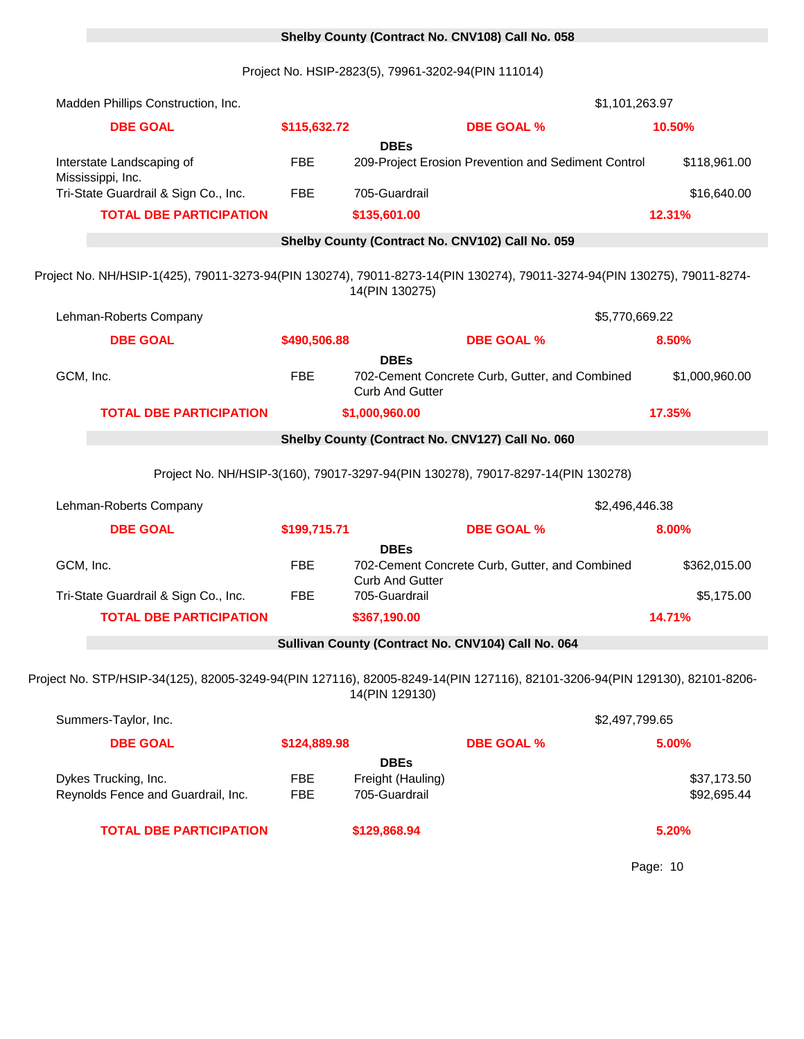## Shelby County (Contract No. CNV108) Call No. 058

Project No. HSIP-2823(5), 79961-3202-94(PIN 111014)

| Madden Phillips Construction, Inc. | | | $1,101,263.97 |
|---|---|---|---|
| **DBE GOAL** | **$115,632.72** | **DBE GOAL %** | **10.50%** |

**DBEs**

| Name | Type | Work | Amount |
|---|---|---|---|
| Interstate Landscaping of Mississippi, Inc. | FBE | 209-Project Erosion Prevention and Sediment Control | $118,961.00 |
| Tri-State Guardrail & Sign Co., Inc. | FBE | 705-Guardrail | $16,640.00 |
| **TOTAL DBE PARTICIPATION** | | **$135,601.00** | **12.31%** |

## Shelby County (Contract No. CNV102) Call No. 059

Project No. NH/HSIP-1(425), 79011-3273-94(PIN 130274), 79011-8273-14(PIN 130274), 79011-3274-94(PIN 130275), 79011-8274-14(PIN 130275)

| Lehman-Roberts Company | | | $5,770,669.22 |
|---|---|---|---|
| **DBE GOAL** | **$490,506.88** | **DBE GOAL %** | **8.50%** |

**DBEs**

| Name | Type | Work | Amount |
|---|---|---|---|
| GCM, Inc. | FBE | 702-Cement Concrete Curb, Gutter, and Combined Curb And Gutter | $1,000,960.00 |
| **TOTAL DBE PARTICIPATION** | | **$1,000,960.00** | **17.35%** |

## Shelby County (Contract No. CNV127) Call No. 060

Project No. NH/HSIP-3(160), 79017-3297-94(PIN 130278), 79017-8297-14(PIN 130278)

| Lehman-Roberts Company | | | $2,496,446.38 |
|---|---|---|---|
| **DBE GOAL** | **$199,715.71** | **DBE GOAL %** | **8.00%** |

**DBEs**

| Name | Type | Work | Amount |
|---|---|---|---|
| GCM, Inc. | FBE | 702-Cement Concrete Curb, Gutter, and Combined Curb And Gutter | $362,015.00 |
| Tri-State Guardrail & Sign Co., Inc. | FBE | 705-Guardrail | $5,175.00 |
| **TOTAL DBE PARTICIPATION** | | **$367,190.00** | **14.71%** |

## Sullivan County (Contract No. CNV104) Call No. 064

Project No. STP/HSIP-34(125), 82005-3249-94(PIN 127116), 82005-8249-14(PIN 127116), 82101-3206-94(PIN 129130), 82101-8206-14(PIN 129130)

| Summers-Taylor, Inc. | | | $2,497,799.65 |
|---|---|---|---|
| **DBE GOAL** | **$124,889.98** | **DBE GOAL %** | **5.00%** |

**DBEs**

| Name | Type | Work | Amount |
|---|---|---|---|
| Dykes Trucking, Inc. | FBE | Freight (Hauling) | $37,173.50 |
| Reynolds Fence and Guardrail, Inc. | FBE | 705-Guardrail | $92,695.44 |
| **TOTAL DBE PARTICIPATION** | | **$129,868.94** | **5.20%** |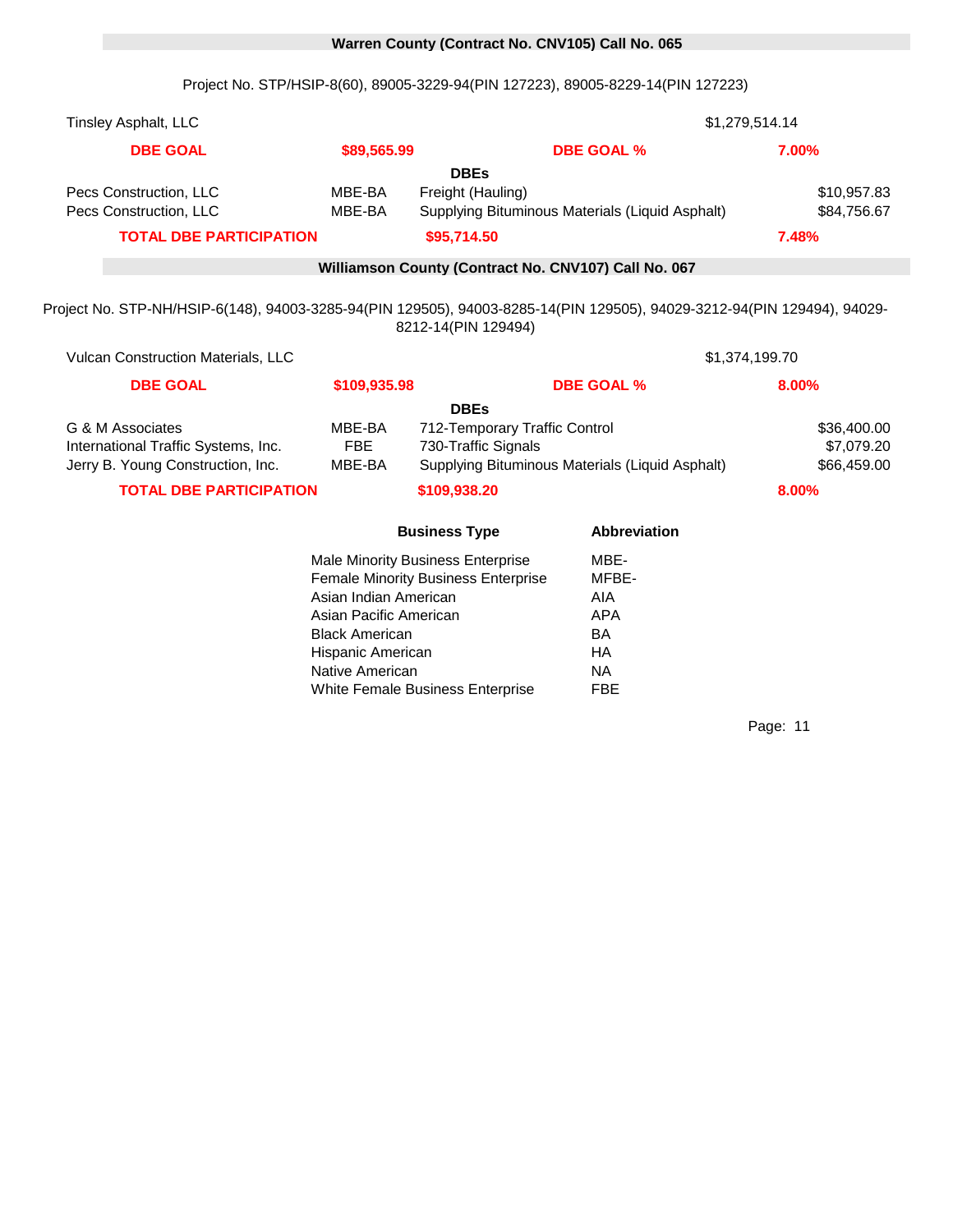## Warren County (Contract No. CNV105) Call No. 065

Project No. STP/HSIP-8(60), 89005-3229-94(PIN 127223), 89005-8229-14(PIN 127223)

| | | | |
|---|---|---|---|
| Tinsley Asphalt, LLC | | | $1,279,514.14 |
| **DBE GOAL** | **$89,565.99** | **DBE GOAL %** | **7.00%** |
| | | **DBEs** | |
| Pecs Construction, LLC | MBE-BA | Freight (Hauling) | $10,957.83 |
| Pecs Construction, LLC | MBE-BA | Supplying Bituminous Materials (Liquid Asphalt) | $84,756.67 |
| **TOTAL DBE PARTICIPATION** | **$95,714.50** | | **7.48%** |

## Williamson County (Contract No. CNV107) Call No. 067

Project No. STP-NH/HSIP-6(148), 94003-3285-94(PIN 129505), 94003-8285-14(PIN 129505), 94029-3212-94(PIN 129494), 94029-8212-14(PIN 129494)

| | | | |
|---|---|---|---|
| Vulcan Construction Materials, LLC | | | $1,374,199.70 |
| **DBE GOAL** | **$109,935.98** | **DBE GOAL %** | **8.00%** |
| | | **DBEs** | |
| G & M Associates | MBE-BA | 712-Temporary Traffic Control | $36,400.00 |
| International Traffic Systems, Inc. | FBE | 730-Traffic Signals | $7,079.20 |
| Jerry B. Young Construction, Inc. | MBE-BA | Supplying Bituminous Materials (Liquid Asphalt) | $66,459.00 |
| **TOTAL DBE PARTICIPATION** | **$109,938.20** | | **8.00%** |

| Business Type | Abbreviation |
|---|---|
| Male Minority Business Enterprise | MBE- |
| Female Minority Business Enterprise | MFBE- |
| Asian Indian American | AIA |
| Asian Pacific American | APA |
| Black American | BA |
| Hispanic American | HA |
| Native American | NA |
| White Female Business Enterprise | FBE |